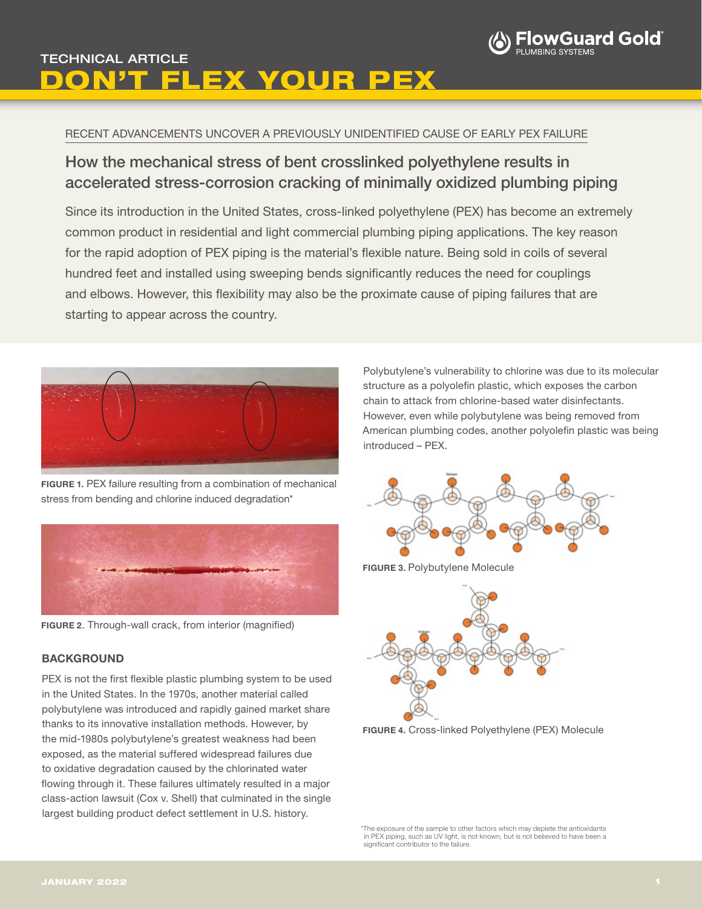TECHNICAL ARTICLE

# DON'T FLEX YOUR PEX

RECENT ADVANCEMENTS UNCOVER A PREVIOUSLY UNIDENTIFIED CAUSE OF EARLY PEX FAILURE

## How the mechanical stress of bent crosslinked polyethylene results in accelerated stress-corrosion cracking of minimally oxidized plumbing piping

Since its introduction in the United States, cross-linked polyethylene (PEX) has become an extremely common product in residential and light commercial plumbing piping applications. The key reason for the rapid adoption of PEX piping is the material's flexible nature. Being sold in coils of several hundred feet and installed using sweeping bends significantly reduces the need for couplings and elbows. However, this flexibility may also be the proximate cause of piping failures that are starting to appear across the country.

**FIGURE 1.** PEX failure resulting from a combination of mechanical stress from bending and chlorine induced degradation*

**FIGURE 2**. Through-wall crack, from interior (magnified)

### BACKGROUND

PEX is not the first flexible plastic plumbing system to be used in the United States. In the 1970s, another material called polybutylene was introduced and rapidly gained market share thanks to its innovative installation methods. However, by the mid-1980s polybutylene's greatest weakness had been exposed, as the material suffered widespread failures due to oxidative degradation caused by the chlorinated water flowing through it. These failures ultimately resulted in a major class-action lawsuit (Cox v. Shell) that culminated in the single largest building product defect settlement in U.S. history.

Polybutylene's vulnerability to chlorine was due to its molecular structure as a polyolefin plastic, which exposes the carbon chain to attack from chlorine-based water disinfectants. However, even while polybutylene was being removed from American plumbing codes, another polyolefin plastic was being introduced – PEX.

**FIGURE 3.** Polybutylene Molecule

**FIGURE 4.** Cross-linked Polyethylene (PEX) Molecule

*The exposure of the sample to other factors which may deplete the antioxidants in PEX piping, such as UV light, is not known, but is not believed to have been a significant contributor to the failure.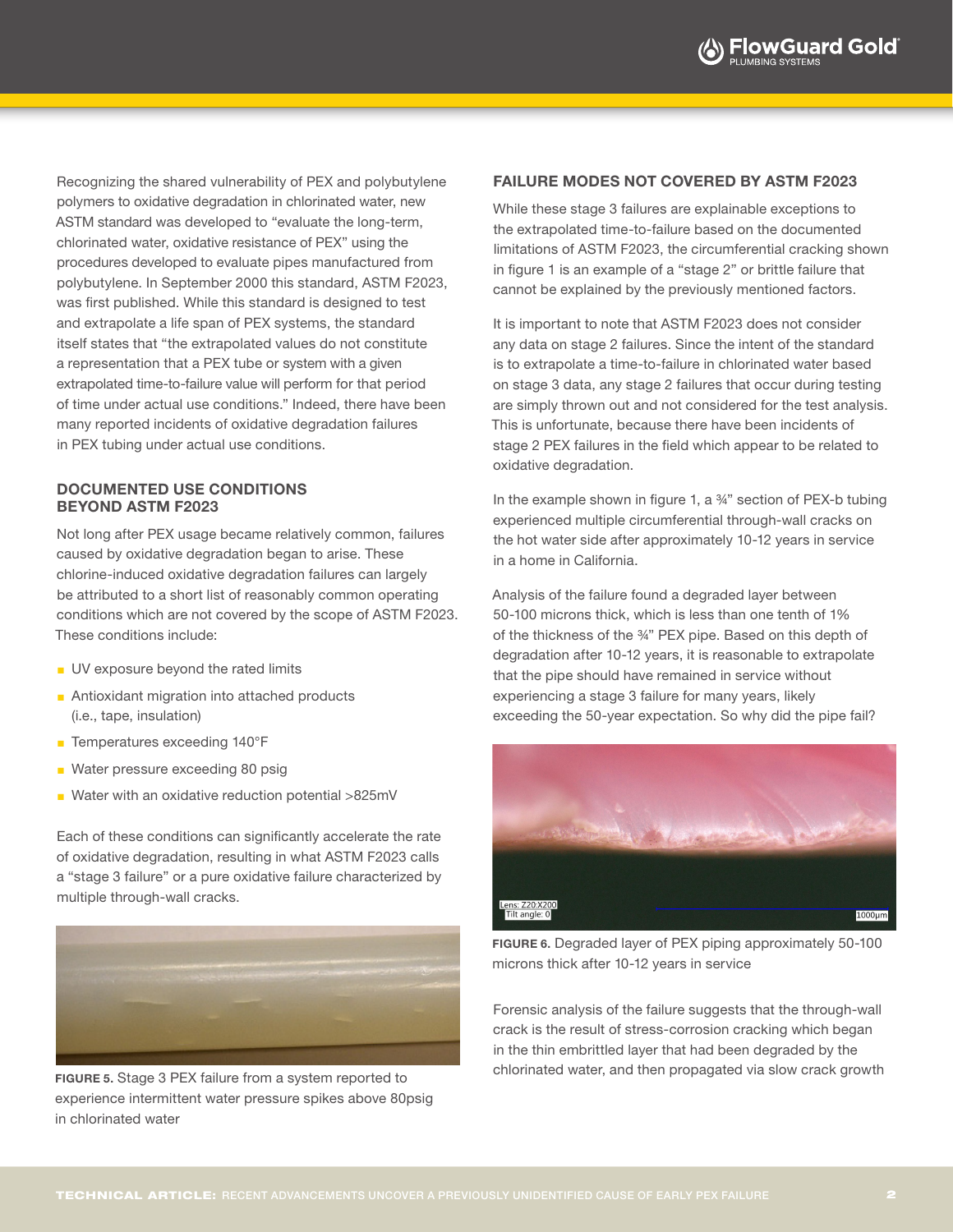Recognizing the shared vulnerability of PEX and polybutylene polymers to oxidative degradation in chlorinated water, new ASTM standard was developed to "evaluate the long-term, chlorinated water, oxidative resistance of PEX" using the procedures developed to evaluate pipes manufactured from polybutylene. In September 2000 this standard, ASTM F2023, was first published. While this standard is designed to test and extrapolate a life span of PEX systems, the standard itself states that "the extrapolated values do not constitute a representation that a PEX tube or system with a given extrapolated time-to-failure value will perform for that period of time under actual use conditions." Indeed, there have been many reported incidents of oxidative degradation failures in PEX tubing under actual use conditions.

### DOCUMENTED USE CONDITIONS BEYOND ASTM F2023

Not long after PEX usage became relatively common, failures caused by oxidative degradation began to arise. These chlorine-induced oxidative degradation failures can largely be attributed to a short list of reasonably common operating conditions which are not covered by the scope of ASTM F2023. These conditions include:

- UV exposure beyond the rated limits
- Antioxidant migration into attached products (i.e., tape, insulation)
- Temperatures exceeding 140°F
- Water pressure exceeding 80 psig
- Water with an oxidative reduction potential >825mV

Each of these conditions can significantly accelerate the rate of oxidative degradation, resulting in what ASTM F2023 calls a "stage 3 failure" or a pure oxidative failure characterized by multiple through-wall cracks.

**FIGURE 5.** Stage 3 PEX failure from a system reported to experience intermittent water pressure spikes above 80psig in chlorinated water

### FAILURE MODES NOT COVERED BY ASTM F2023

While these stage 3 failures are explainable exceptions to the extrapolated time-to-failure based on the documented limitations of ASTM F2023, the circumferential cracking shown in figure 1 is an example of a "stage 2" or brittle failure that cannot be explained by the previously mentioned factors.

It is important to note that ASTM F2023 does not consider any data on stage 2 failures. Since the intent of the standard is to extrapolate a time-to-failure in chlorinated water based on stage 3 data, any stage 2 failures that occur during testing are simply thrown out and not considered for the test analysis. This is unfortunate, because there have been incidents of stage 2 PEX failures in the field which appear to be related to oxidative degradation.

In the example shown in figure 1, a ¾" section of PEX-b tubing experienced multiple circumferential through-wall cracks on the hot water side after approximately 10-12 years in service in a home in California.

Analysis of the failure found a degraded layer between 50-100 microns thick, which is less than one tenth of 1% of the thickness of the ¾" PEX pipe. Based on this depth of degradation after 10-12 years, it is reasonable to extrapolate that the pipe should have remained in service without experiencing a stage 3 failure for many years, likely exceeding the 50-year expectation. So why did the pipe fail?

**FIGURE 6.** Degraded layer of PEX piping approximately 50-100 microns thick after 10-12 years in service

Forensic analysis of the failure suggests that the through-wall crack is the result of stress-corrosion cracking which began in the thin embrittled layer that had been degraded by the chlorinated water, and then propagated via slow crack growth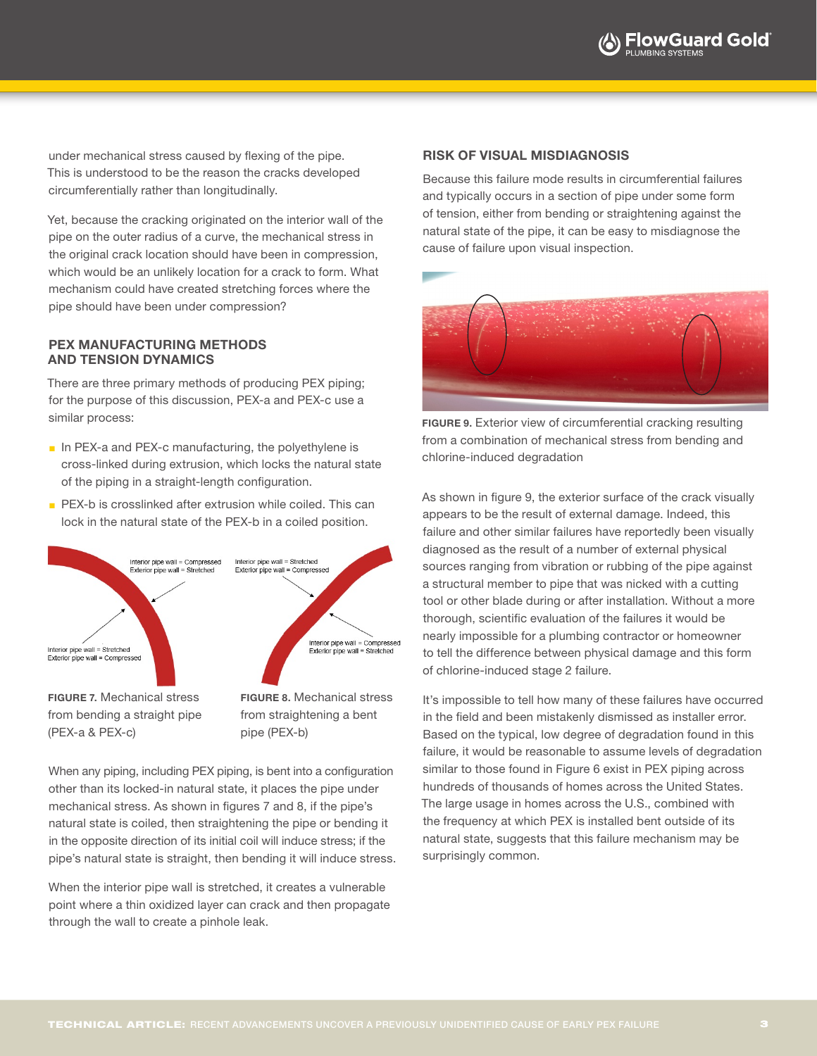under mechanical stress caused by flexing of the pipe. This is understood to be the reason the cracks developed circumferentially rather than longitudinally.

Yet, because the cracking originated on the interior wall of the pipe on the outer radius of a curve, the mechanical stress in the original crack location should have been in compression, which would be an unlikely location for a crack to form. What mechanism could have created stretching forces where the pipe should have been under compression?

## PEX MANUFACTURING METHODS AND TENSION DYNAMICS

There are three primary methods of producing PEX piping; for the purpose of this discussion, PEX-a and PEX-c use a similar process:

- In PEX-a and PEX-c manufacturing, the polyethylene is cross-linked during extrusion, which locks the natural state of the piping in a straight-length configuration.
- PEX-b is crosslinked after extrusion while coiled. This can lock in the natural state of the PEX-b in a coiled position.

Interior pipe wall = Compressed
Exterior pipe wall = Stretched

Interior pipe wall = Stretched
Exterior pipe wall = Compressed

**FIGURE 7.** Mechanical stress from bending a straight pipe (PEX-a & PEX-c)

Interior pipe wall = Stretched
Exterior pipe wall = Compressed

Interior pipe wall = Compressed
Exterior pipe wall = Stretched

**FIGURE 8.** Mechanical stress from straightening a bent pipe (PEX-b)

When any piping, including PEX piping, is bent into a configuration other than its locked-in natural state, it places the pipe under mechanical stress. As shown in figures 7 and 8, if the pipe's natural state is coiled, then straightening the pipe or bending it in the opposite direction of its initial coil will induce stress; if the pipe's natural state is straight, then bending it will induce stress.

When the interior pipe wall is stretched, it creates a vulnerable point where a thin oxidized layer can crack and then propagate through the wall to create a pinhole leak.

## RISK OF VISUAL MISDIAGNOSIS

Because this failure mode results in circumferential failures and typically occurs in a section of pipe under some form of tension, either from bending or straightening against the natural state of the pipe, it can be easy to misdiagnose the cause of failure upon visual inspection.

**FIGURE 9.** Exterior view of circumferential cracking resulting from a combination of mechanical stress from bending and chlorine-induced degradation

As shown in figure 9, the exterior surface of the crack visually appears to be the result of external damage. Indeed, this failure and other similar failures have reportedly been visually diagnosed as the result of a number of external physical sources ranging from vibration or rubbing of the pipe against a structural member to pipe that was nicked with a cutting tool or other blade during or after installation. Without a more thorough, scientific evaluation of the failures it would be nearly impossible for a plumbing contractor or homeowner to tell the difference between physical damage and this form of chlorine-induced stage 2 failure.

It's impossible to tell how many of these failures have occurred in the field and been mistakenly dismissed as installer error. Based on the typical, low degree of degradation found in this failure, it would be reasonable to assume levels of degradation similar to those found in Figure 6 exist in PEX piping across hundreds of thousands of homes across the United States. The large usage in homes across the U.S., combined with the frequency at which PEX is installed bent outside of its natural state, suggests that this failure mechanism may be surprisingly common.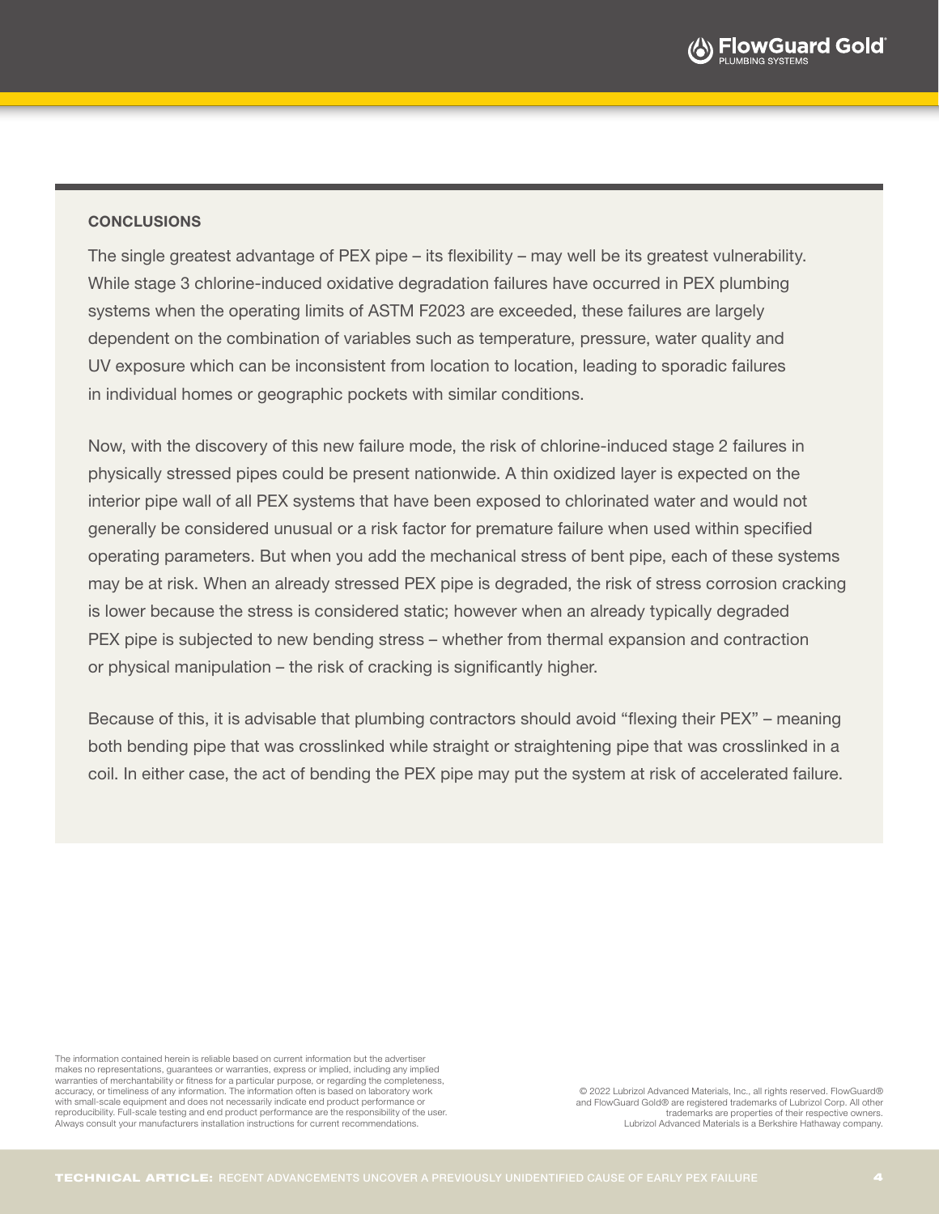## CONCLUSIONS

The single greatest advantage of PEX pipe – its flexibility – may well be its greatest vulnerability. While stage 3 chlorine-induced oxidative degradation failures have occurred in PEX plumbing systems when the operating limits of ASTM F2023 are exceeded, these failures are largely dependent on the combination of variables such as temperature, pressure, water quality and UV exposure which can be inconsistent from location to location, leading to sporadic failures in individual homes or geographic pockets with similar conditions.

Now, with the discovery of this new failure mode, the risk of chlorine-induced stage 2 failures in physically stressed pipes could be present nationwide. A thin oxidized layer is expected on the interior pipe wall of all PEX systems that have been exposed to chlorinated water and would not generally be considered unusual or a risk factor for premature failure when used within specified operating parameters. But when you add the mechanical stress of bent pipe, each of these systems may be at risk. When an already stressed PEX pipe is degraded, the risk of stress corrosion cracking is lower because the stress is considered static; however when an already typically degraded PEX pipe is subjected to new bending stress – whether from thermal expansion and contraction or physical manipulation – the risk of cracking is significantly higher.

Because of this, it is advisable that plumbing contractors should avoid "flexing their PEX" – meaning both bending pipe that was crosslinked while straight or straightening pipe that was crosslinked in a coil. In either case, the act of bending the PEX pipe may put the system at risk of accelerated failure.

The information contained herein is reliable based on current information but the advertiser makes no representations, guarantees or warranties, express or implied, including any implied warranties of merchantability or fitness for a particular purpose, or regarding the completeness, accuracy, or timeliness of any information. The information often is based on laboratory work with small-scale equipment and does not necessarily indicate end product performance or reproducibility. Full-scale testing and end product performance are the responsibility of the user. Always consult your manufacturers installation instructions for current recommendations.

© 2022 Lubrizol Advanced Materials, Inc., all rights reserved. FlowGuard® and FlowGuard Gold® are registered trademarks of Lubrizol Corp. All other trademarks are properties of their respective owners. Lubrizol Advanced Materials is a Berkshire Hathaway company.